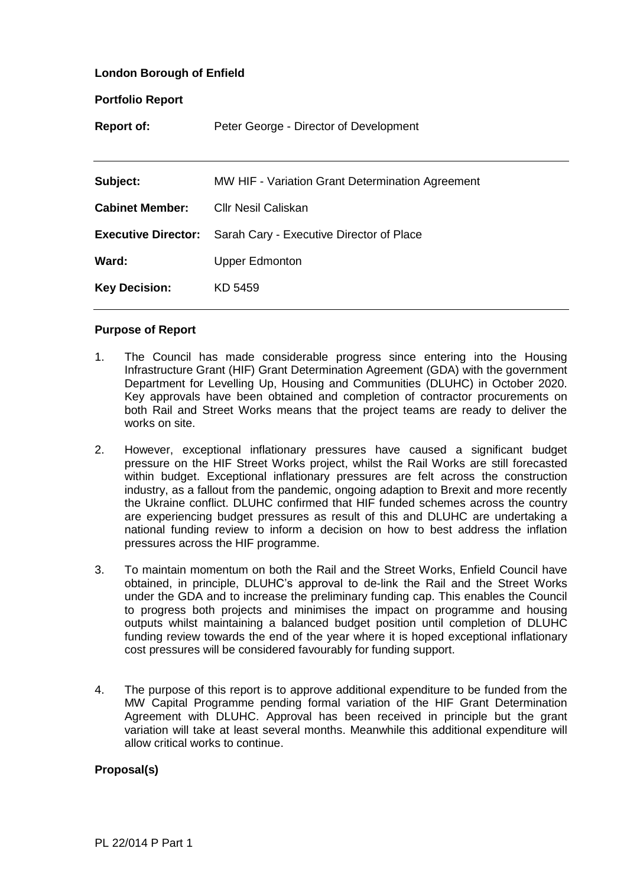**London Borough of Enfield**

**Portfolio Report**

**Report of:** Peter George - Director of Development

| | |
|---|---|
| **Subject:** | MW HIF - Variation Grant Determination Agreement |
| **Cabinet Member:** | Cllr Nesil Caliskan |
| **Executive Director:** | Sarah Cary - Executive Director of Place |
| **Ward:** | Upper Edmonton |
| **Key Decision:** | KD 5459 |

**Purpose of Report**

1. The Council has made considerable progress since entering into the Housing Infrastructure Grant (HIF) Grant Determination Agreement (GDA) with the government Department for Levelling Up, Housing and Communities (DLUHC) in October 2020. Key approvals have been obtained and completion of contractor procurements on both Rail and Street Works means that the project teams are ready to deliver the works on site.

2. However, exceptional inflationary pressures have caused a significant budget pressure on the HIF Street Works project, whilst the Rail Works are still forecasted within budget. Exceptional inflationary pressures are felt across the construction industry, as a fallout from the pandemic, ongoing adaption to Brexit and more recently the Ukraine conflict. DLUHC confirmed that HIF funded schemes across the country are experiencing budget pressures as result of this and DLUHC are undertaking a national funding review to inform a decision on how to best address the inflation pressures across the HIF programme.

3. To maintain momentum on both the Rail and the Street Works, Enfield Council have obtained, in principle, DLUHC's approval to de-link the Rail and the Street Works under the GDA and to increase the preliminary funding cap. This enables the Council to progress both projects and minimises the impact on programme and housing outputs whilst maintaining a balanced budget position until completion of DLUHC funding review towards the end of the year where it is hoped exceptional inflationary cost pressures will be considered favourably for funding support.

4. The purpose of this report is to approve additional expenditure to be funded from the MW Capital Programme pending formal variation of the HIF Grant Determination Agreement with DLUHC. Approval has been received in principle but the grant variation will take at least several months. Meanwhile this additional expenditure will allow critical works to continue.

**Proposal(s)**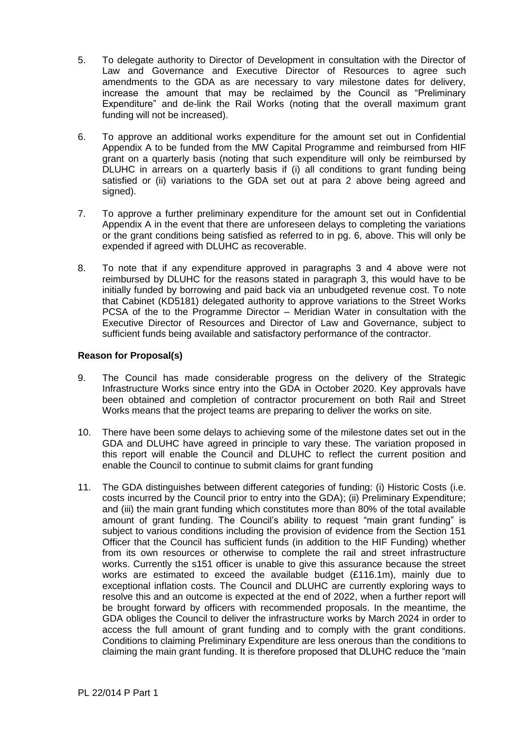5. To delegate authority to Director of Development in consultation with the Director of Law and Governance and Executive Director of Resources to agree such amendments to the GDA as are necessary to vary milestone dates for delivery, increase the amount that may be reclaimed by the Council as "Preliminary Expenditure" and de-link the Rail Works (noting that the overall maximum grant funding will not be increased).

6. To approve an additional works expenditure for the amount set out in Confidential Appendix A to be funded from the MW Capital Programme and reimbursed from HIF grant on a quarterly basis (noting that such expenditure will only be reimbursed by DLUHC in arrears on a quarterly basis if (i) all conditions to grant funding being satisfied or (ii) variations to the GDA set out at para 2 above being agreed and signed).

7. To approve a further preliminary expenditure for the amount set out in Confidential Appendix A in the event that there are unforeseen delays to completing the variations or the grant conditions being satisfied as referred to in pg. 6, above. This will only be expended if agreed with DLUHC as recoverable.

8. To note that if any expenditure approved in paragraphs 3 and 4 above were not reimbursed by DLUHC for the reasons stated in paragraph 3, this would have to be initially funded by borrowing and paid back via an unbudgeted revenue cost. To note that Cabinet (KD5181) delegated authority to approve variations to the Street Works PCSA of the to the Programme Director – Meridian Water in consultation with the Executive Director of Resources and Director of Law and Governance, subject to sufficient funds being available and satisfactory performance of the contractor.

**Reason for Proposal(s)**

9. The Council has made considerable progress on the delivery of the Strategic Infrastructure Works since entry into the GDA in October 2020. Key approvals have been obtained and completion of contractor procurement on both Rail and Street Works means that the project teams are preparing to deliver the works on site.

10. There have been some delays to achieving some of the milestone dates set out in the GDA and DLUHC have agreed in principle to vary these. The variation proposed in this report will enable the Council and DLUHC to reflect the current position and enable the Council to continue to submit claims for grant funding

11. The GDA distinguishes between different categories of funding: (i) Historic Costs (i.e. costs incurred by the Council prior to entry into the GDA); (ii) Preliminary Expenditure; and (iii) the main grant funding which constitutes more than 80% of the total available amount of grant funding. The Council's ability to request "main grant funding" is subject to various conditions including the provision of evidence from the Section 151 Officer that the Council has sufficient funds (in addition to the HIF Funding) whether from its own resources or otherwise to complete the rail and street infrastructure works. Currently the s151 officer is unable to give this assurance because the street works are estimated to exceed the available budget (£116.1m), mainly due to exceptional inflation costs. The Council and DLUHC are currently exploring ways to resolve this and an outcome is expected at the end of 2022, when a further report will be brought forward by officers with recommended proposals. In the meantime, the GDA obliges the Council to deliver the infrastructure works by March 2024 in order to access the full amount of grant funding and to comply with the grant conditions. Conditions to claiming Preliminary Expenditure are less onerous than the conditions to claiming the main grant funding. It is therefore proposed that DLUHC reduce the "main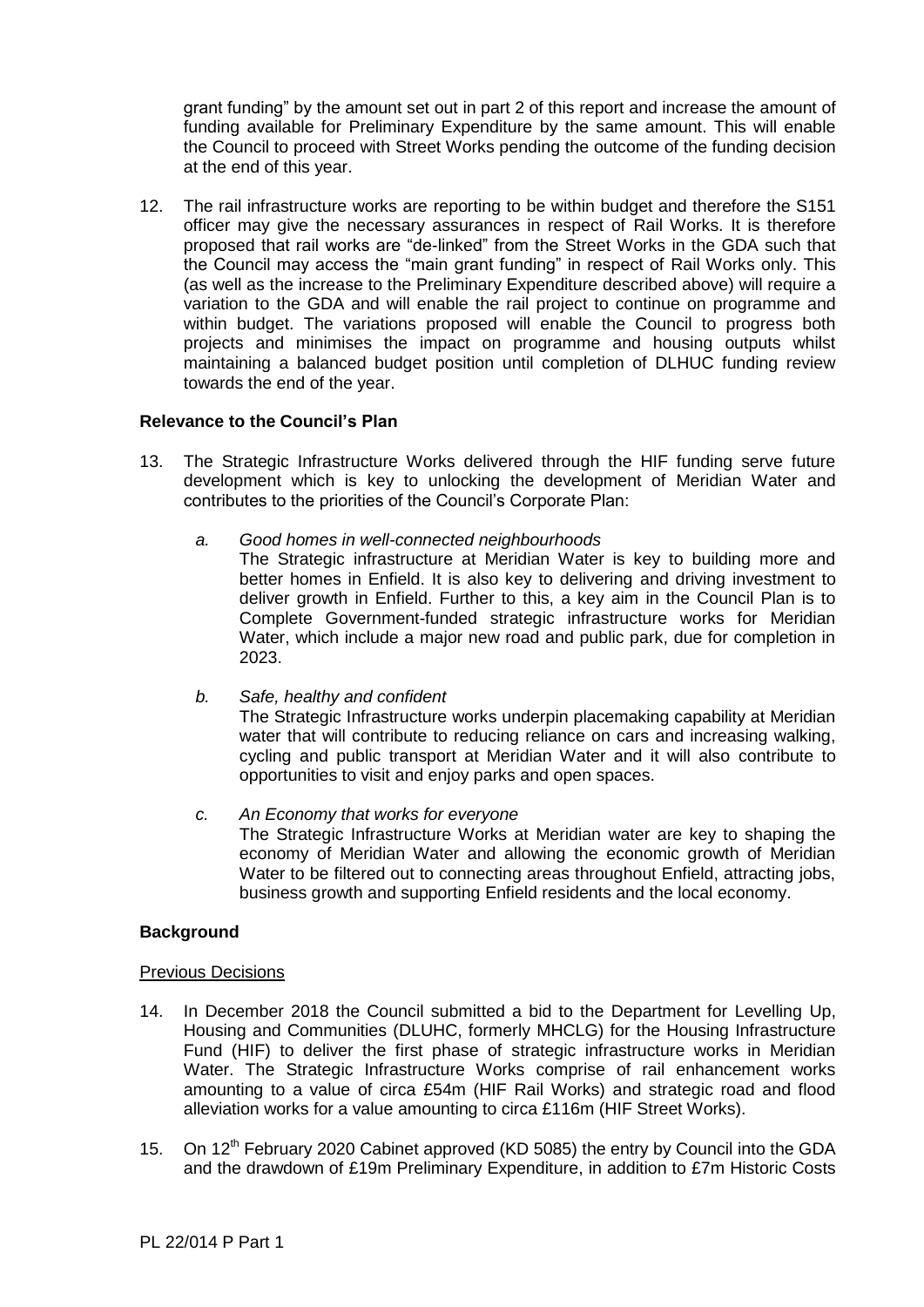grant funding" by the amount set out in part 2 of this report and increase the amount of funding available for Preliminary Expenditure by the same amount. This will enable the Council to proceed with Street Works pending the outcome of the funding decision at the end of this year.

12. The rail infrastructure works are reporting to be within budget and therefore the S151 officer may give the necessary assurances in respect of Rail Works. It is therefore proposed that rail works are "de-linked" from the Street Works in the GDA such that the Council may access the "main grant funding" in respect of Rail Works only. This (as well as the increase to the Preliminary Expenditure described above) will require a variation to the GDA and will enable the rail project to continue on programme and within budget. The variations proposed will enable the Council to progress both projects and minimises the impact on programme and housing outputs whilst maintaining a balanced budget position until completion of DLHUC funding review towards the end of the year.

**Relevance to the Council's Plan**

13. The Strategic Infrastructure Works delivered through the HIF funding serve future development which is key to unlocking the development of Meridian Water and contributes to the priorities of the Council's Corporate Plan:

    a. *Good homes in well-connected neighbourhoods*
    The Strategic infrastructure at Meridian Water is key to building more and better homes in Enfield. It is also key to delivering and driving investment to deliver growth in Enfield. Further to this, a key aim in the Council Plan is to Complete Government-funded strategic infrastructure works for Meridian Water, which include a major new road and public park, due for completion in 2023.

    b. *Safe, healthy and confident*
    The Strategic Infrastructure works underpin placemaking capability at Meridian water that will contribute to reducing reliance on cars and increasing walking, cycling and public transport at Meridian Water and it will also contribute to opportunities to visit and enjoy parks and open spaces.

    c. *An Economy that works for everyone*
    The Strategic Infrastructure Works at Meridian water are key to shaping the economy of Meridian Water and allowing the economic growth of Meridian Water to be filtered out to connecting areas throughout Enfield, attracting jobs, business growth and supporting Enfield residents and the local economy.

**Background**

Previous Decisions

14. In December 2018 the Council submitted a bid to the Department for Levelling Up, Housing and Communities (DLUHC, formerly MHCLG) for the Housing Infrastructure Fund (HIF) to deliver the first phase of strategic infrastructure works in Meridian Water. The Strategic Infrastructure Works comprise of rail enhancement works amounting to a value of circa £54m (HIF Rail Works) and strategic road and flood alleviation works for a value amounting to circa £116m (HIF Street Works).

15. On 12th February 2020 Cabinet approved (KD 5085) the entry by Council into the GDA and the drawdown of £19m Preliminary Expenditure, in addition to £7m Historic Costs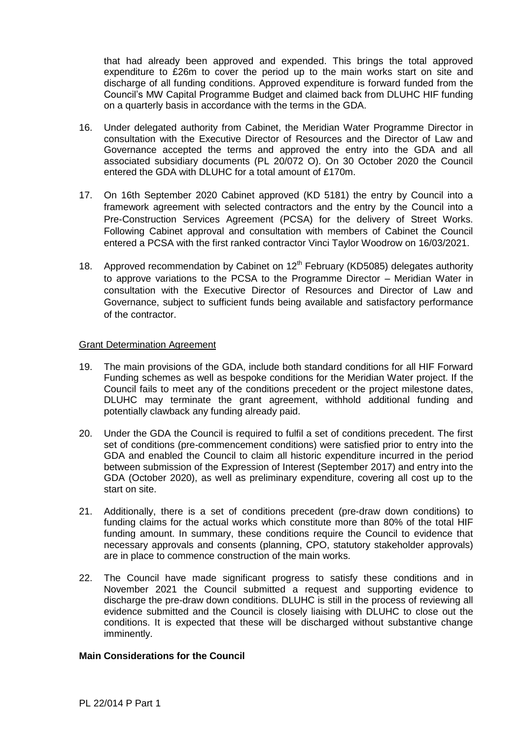that had already been approved and expended. This brings the total approved expenditure to £26m to cover the period up to the main works start on site and discharge of all funding conditions. Approved expenditure is forward funded from the Council's MW Capital Programme Budget and claimed back from DLUHC HIF funding on a quarterly basis in accordance with the terms in the GDA.

16. Under delegated authority from Cabinet, the Meridian Water Programme Director in consultation with the Executive Director of Resources and the Director of Law and Governance accepted the terms and approved the entry into the GDA and all associated subsidiary documents (PL 20/072 O). On 30 October 2020 the Council entered the GDA with DLUHC for a total amount of £170m.

17. On 16th September 2020 Cabinet approved (KD 5181) the entry by Council into a framework agreement with selected contractors and the entry by the Council into a Pre-Construction Services Agreement (PCSA) for the delivery of Street Works. Following Cabinet approval and consultation with members of Cabinet the Council entered a PCSA with the first ranked contractor Vinci Taylor Woodrow on 16/03/2021.

18. Approved recommendation by Cabinet on 12th February (KD5085) delegates authority to approve variations to the PCSA to the Programme Director – Meridian Water in consultation with the Executive Director of Resources and Director of Law and Governance, subject to sufficient funds being available and satisfactory performance of the contractor.

Grant Determination Agreement

19. The main provisions of the GDA, include both standard conditions for all HIF Forward Funding schemes as well as bespoke conditions for the Meridian Water project. If the Council fails to meet any of the conditions precedent or the project milestone dates, DLUHC may terminate the grant agreement, withhold additional funding and potentially clawback any funding already paid.

20. Under the GDA the Council is required to fulfil a set of conditions precedent. The first set of conditions (pre-commencement conditions) were satisfied prior to entry into the GDA and enabled the Council to claim all historic expenditure incurred in the period between submission of the Expression of Interest (September 2017) and entry into the GDA (October 2020), as well as preliminary expenditure, covering all cost up to the start on site.

21. Additionally, there is a set of conditions precedent (pre-draw down conditions) to funding claims for the actual works which constitute more than 80% of the total HIF funding amount. In summary, these conditions require the Council to evidence that necessary approvals and consents (planning, CPO, statutory stakeholder approvals) are in place to commence construction of the main works.

22. The Council have made significant progress to satisfy these conditions and in November 2021 the Council submitted a request and supporting evidence to discharge the pre-draw down conditions. DLUHC is still in the process of reviewing all evidence submitted and the Council is closely liaising with DLUHC to close out the conditions. It is expected that these will be discharged without substantive change imminently.

**Main Considerations for the Council**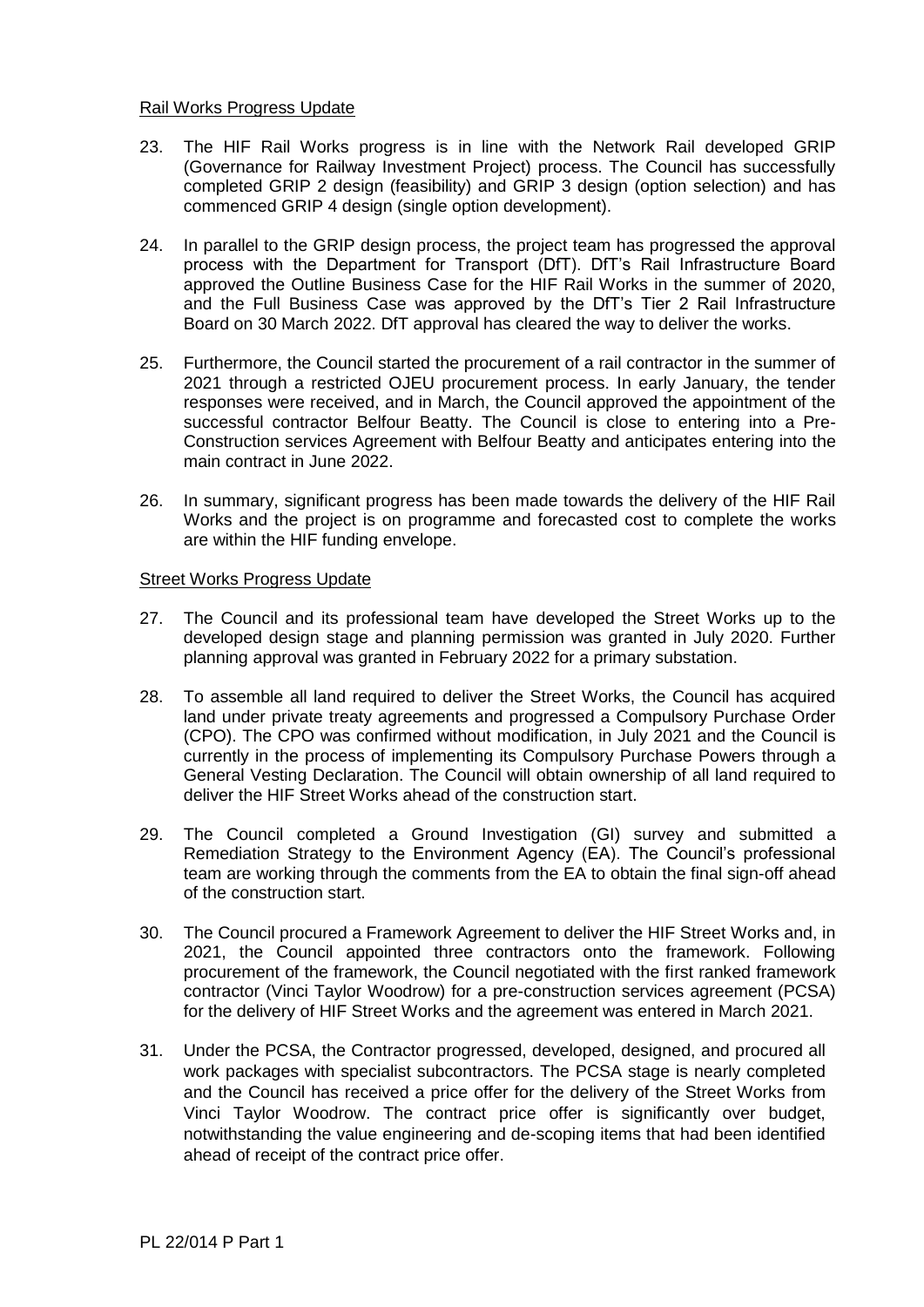Rail Works Progress Update

23. The HIF Rail Works progress is in line with the Network Rail developed GRIP (Governance for Railway Investment Project) process. The Council has successfully completed GRIP 2 design (feasibility) and GRIP 3 design (option selection) and has commenced GRIP 4 design (single option development).

24. In parallel to the GRIP design process, the project team has progressed the approval process with the Department for Transport (DfT). DfT's Rail Infrastructure Board approved the Outline Business Case for the HIF Rail Works in the summer of 2020, and the Full Business Case was approved by the DfT's Tier 2 Rail Infrastructure Board on 30 March 2022. DfT approval has cleared the way to deliver the works.

25. Furthermore, the Council started the procurement of a rail contractor in the summer of 2021 through a restricted OJEU procurement process. In early January, the tender responses were received, and in March, the Council approved the appointment of the successful contractor Belfour Beatty. The Council is close to entering into a Pre-Construction services Agreement with Belfour Beatty and anticipates entering into the main contract in June 2022.

26. In summary, significant progress has been made towards the delivery of the HIF Rail Works and the project is on programme and forecasted cost to complete the works are within the HIF funding envelope.

Street Works Progress Update

27. The Council and its professional team have developed the Street Works up to the developed design stage and planning permission was granted in July 2020. Further planning approval was granted in February 2022 for a primary substation.

28. To assemble all land required to deliver the Street Works, the Council has acquired land under private treaty agreements and progressed a Compulsory Purchase Order (CPO). The CPO was confirmed without modification, in July 2021 and the Council is currently in the process of implementing its Compulsory Purchase Powers through a General Vesting Declaration. The Council will obtain ownership of all land required to deliver the HIF Street Works ahead of the construction start.

29. The Council completed a Ground Investigation (GI) survey and submitted a Remediation Strategy to the Environment Agency (EA). The Council's professional team are working through the comments from the EA to obtain the final sign-off ahead of the construction start.

30. The Council procured a Framework Agreement to deliver the HIF Street Works and, in 2021, the Council appointed three contractors onto the framework. Following procurement of the framework, the Council negotiated with the first ranked framework contractor (Vinci Taylor Woodrow) for a pre-construction services agreement (PCSA) for the delivery of HIF Street Works and the agreement was entered in March 2021.

31. Under the PCSA, the Contractor progressed, developed, designed, and procured all work packages with specialist subcontractors. The PCSA stage is nearly completed and the Council has received a price offer for the delivery of the Street Works from Vinci Taylor Woodrow. The contract price offer is significantly over budget, notwithstanding the value engineering and de-scoping items that had been identified ahead of receipt of the contract price offer.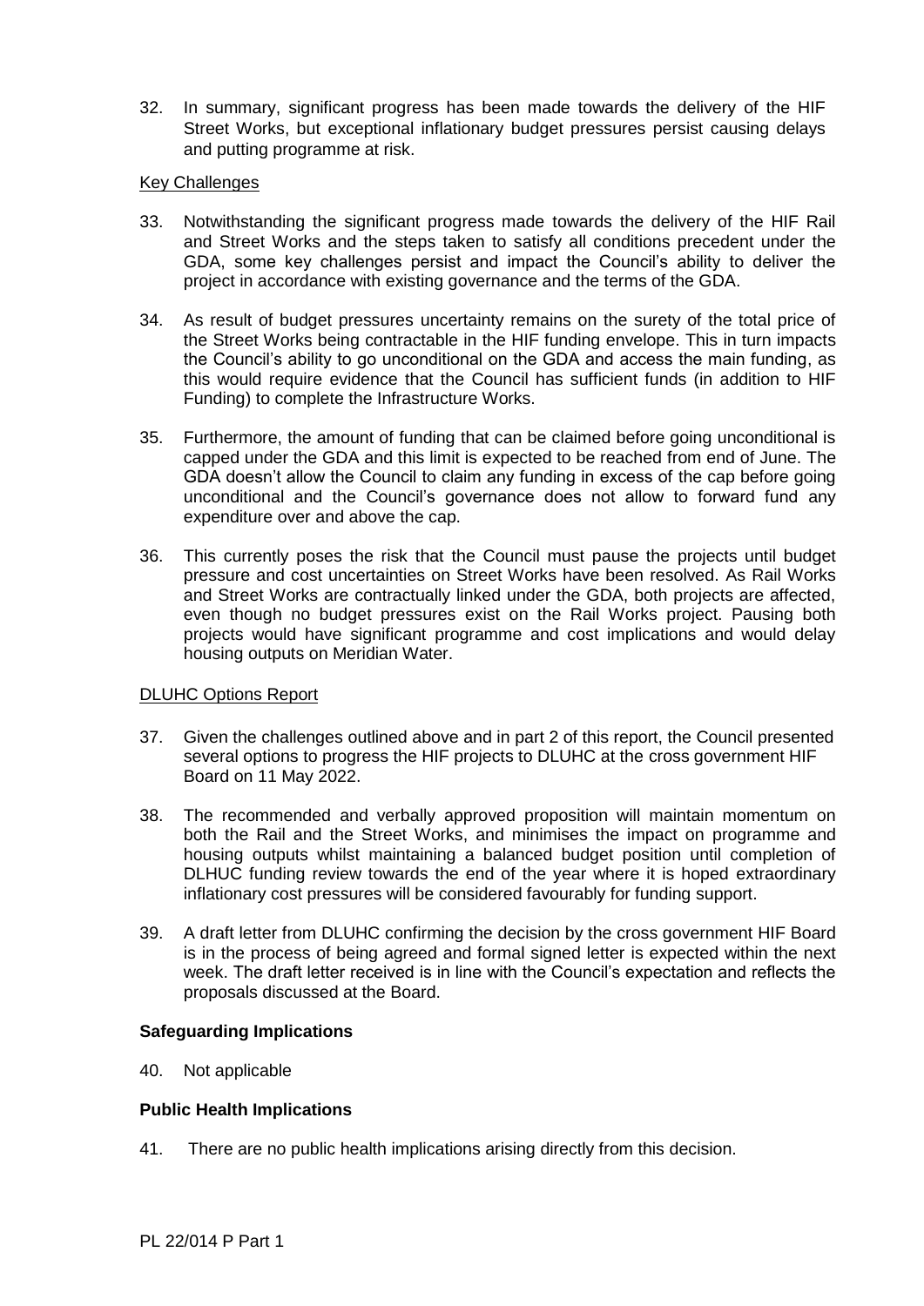32. In summary, significant progress has been made towards the delivery of the HIF Street Works, but exceptional inflationary budget pressures persist causing delays and putting programme at risk.

Key Challenges

33. Notwithstanding the significant progress made towards the delivery of the HIF Rail and Street Works and the steps taken to satisfy all conditions precedent under the GDA, some key challenges persist and impact the Council's ability to deliver the project in accordance with existing governance and the terms of the GDA.

34. As result of budget pressures uncertainty remains on the surety of the total price of the Street Works being contractable in the HIF funding envelope. This in turn impacts the Council's ability to go unconditional on the GDA and access the main funding, as this would require evidence that the Council has sufficient funds (in addition to HIF Funding) to complete the Infrastructure Works.

35. Furthermore, the amount of funding that can be claimed before going unconditional is capped under the GDA and this limit is expected to be reached from end of June. The GDA doesn't allow the Council to claim any funding in excess of the cap before going unconditional and the Council's governance does not allow to forward fund any expenditure over and above the cap.

36. This currently poses the risk that the Council must pause the projects until budget pressure and cost uncertainties on Street Works have been resolved. As Rail Works and Street Works are contractually linked under the GDA, both projects are affected, even though no budget pressures exist on the Rail Works project. Pausing both projects would have significant programme and cost implications and would delay housing outputs on Meridian Water.

DLUHC Options Report

37. Given the challenges outlined above and in part 2 of this report, the Council presented several options to progress the HIF projects to DLUHC at the cross government HIF Board on 11 May 2022.

38. The recommended and verbally approved proposition will maintain momentum on both the Rail and the Street Works, and minimises the impact on programme and housing outputs whilst maintaining a balanced budget position until completion of DLHUC funding review towards the end of the year where it is hoped extraordinary inflationary cost pressures will be considered favourably for funding support.

39. A draft letter from DLUHC confirming the decision by the cross government HIF Board is in the process of being agreed and formal signed letter is expected within the next week. The draft letter received is in line with the Council's expectation and reflects the proposals discussed at the Board.

**Safeguarding Implications**

40. Not applicable

**Public Health Implications**

41. There are no public health implications arising directly from this decision.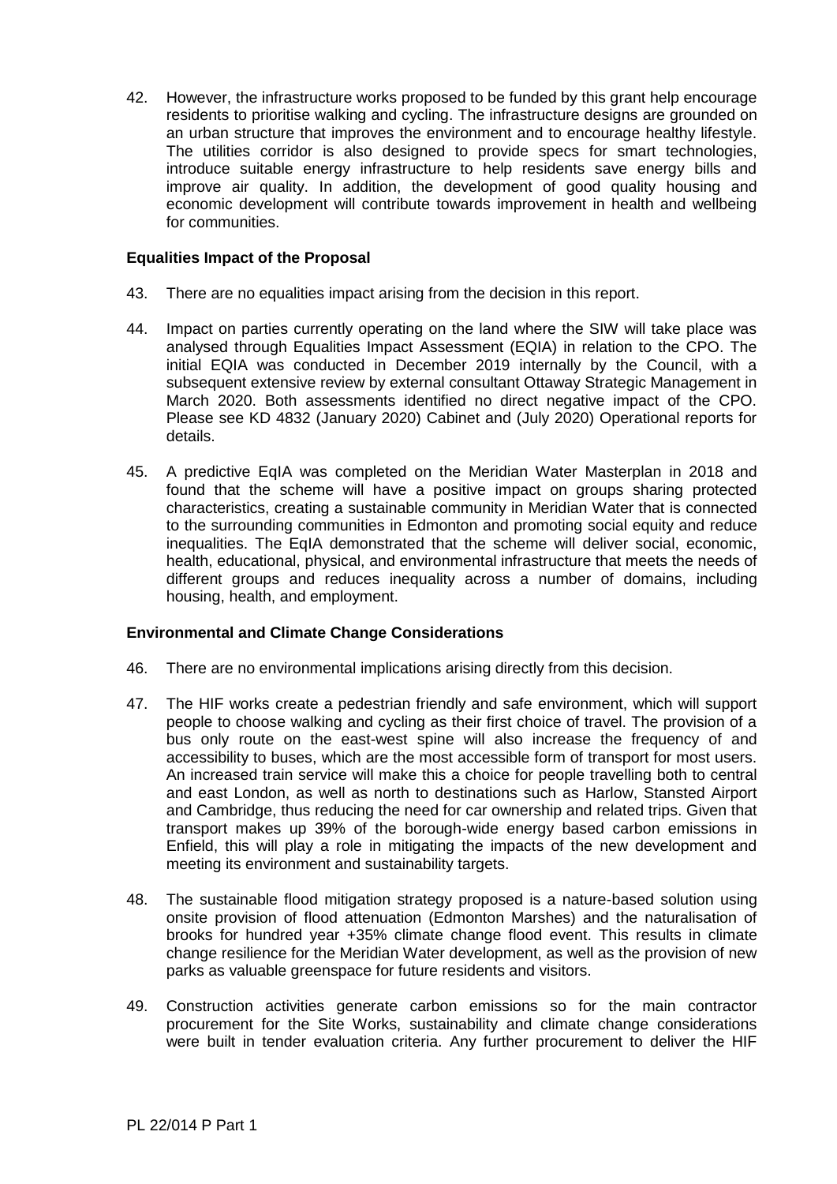42. However, the infrastructure works proposed to be funded by this grant help encourage residents to prioritise walking and cycling. The infrastructure designs are grounded on an urban structure that improves the environment and to encourage healthy lifestyle. The utilities corridor is also designed to provide specs for smart technologies, introduce suitable energy infrastructure to help residents save energy bills and improve air quality. In addition, the development of good quality housing and economic development will contribute towards improvement in health and wellbeing for communities.

**Equalities Impact of the Proposal**

43. There are no equalities impact arising from the decision in this report.

44. Impact on parties currently operating on the land where the SIW will take place was analysed through Equalities Impact Assessment (EQIA) in relation to the CPO. The initial EQIA was conducted in December 2019 internally by the Council, with a subsequent extensive review by external consultant Ottaway Strategic Management in March 2020. Both assessments identified no direct negative impact of the CPO. Please see KD 4832 (January 2020) Cabinet and (July 2020) Operational reports for details.

45. A predictive EqIA was completed on the Meridian Water Masterplan in 2018 and found that the scheme will have a positive impact on groups sharing protected characteristics, creating a sustainable community in Meridian Water that is connected to the surrounding communities in Edmonton and promoting social equity and reduce inequalities. The EqIA demonstrated that the scheme will deliver social, economic, health, educational, physical, and environmental infrastructure that meets the needs of different groups and reduces inequality across a number of domains, including housing, health, and employment.

**Environmental and Climate Change Considerations**

46. There are no environmental implications arising directly from this decision.

47. The HIF works create a pedestrian friendly and safe environment, which will support people to choose walking and cycling as their first choice of travel. The provision of a bus only route on the east-west spine will also increase the frequency of and accessibility to buses, which are the most accessible form of transport for most users. An increased train service will make this a choice for people travelling both to central and east London, as well as north to destinations such as Harlow, Stansted Airport and Cambridge, thus reducing the need for car ownership and related trips. Given that transport makes up 39% of the borough-wide energy based carbon emissions in Enfield, this will play a role in mitigating the impacts of the new development and meeting its environment and sustainability targets.

48. The sustainable flood mitigation strategy proposed is a nature-based solution using onsite provision of flood attenuation (Edmonton Marshes) and the naturalisation of brooks for hundred year +35% climate change flood event. This results in climate change resilience for the Meridian Water development, as well as the provision of new parks as valuable greenspace for future residents and visitors.

49. Construction activities generate carbon emissions so for the main contractor procurement for the Site Works, sustainability and climate change considerations were built in tender evaluation criteria. Any further procurement to deliver the HIF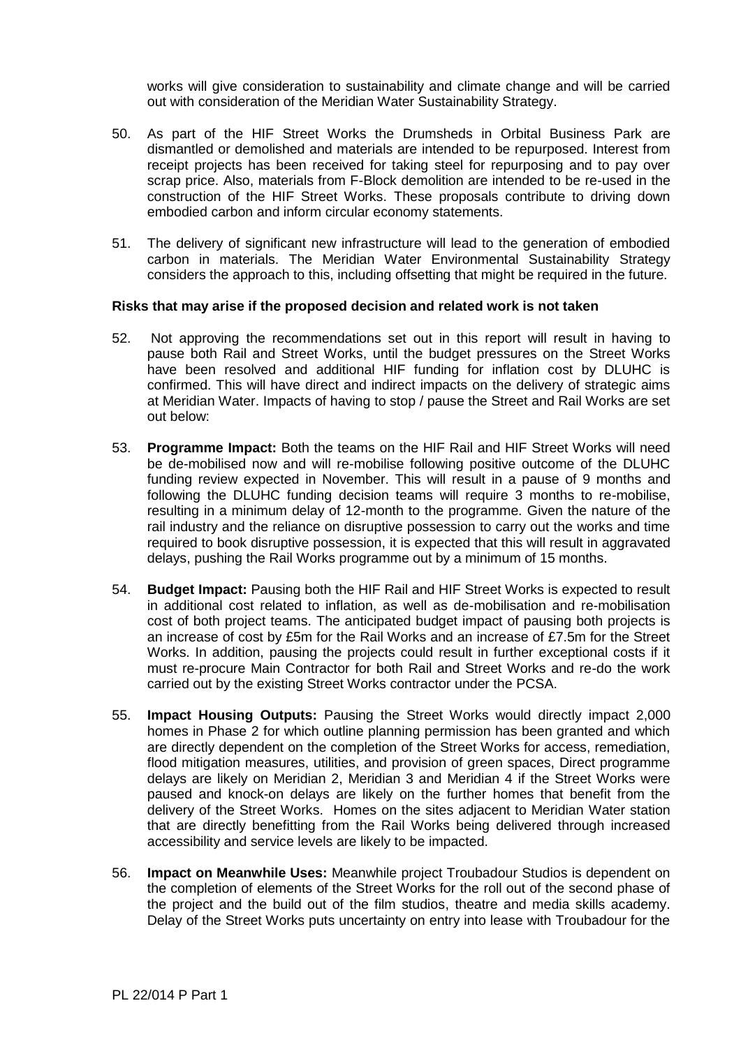works will give consideration to sustainability and climate change and will be carried out with consideration of the Meridian Water Sustainability Strategy.

50. As part of the HIF Street Works the Drumsheds in Orbital Business Park are dismantled or demolished and materials are intended to be repurposed. Interest from receipt projects has been received for taking steel for repurposing and to pay over scrap price. Also, materials from F-Block demolition are intended to be re-used in the construction of the HIF Street Works. These proposals contribute to driving down embodied carbon and inform circular economy statements.

51. The delivery of significant new infrastructure will lead to the generation of embodied carbon in materials. The Meridian Water Environmental Sustainability Strategy considers the approach to this, including offsetting that might be required in the future.

**Risks that may arise if the proposed decision and related work is not taken**

52. Not approving the recommendations set out in this report will result in having to pause both Rail and Street Works, until the budget pressures on the Street Works have been resolved and additional HIF funding for inflation cost by DLUHC is confirmed. This will have direct and indirect impacts on the delivery of strategic aims at Meridian Water. Impacts of having to stop / pause the Street and Rail Works are set out below:

53. **Programme Impact:** Both the teams on the HIF Rail and HIF Street Works will need be de-mobilised now and will re-mobilise following positive outcome of the DLUHC funding review expected in November. This will result in a pause of 9 months and following the DLUHC funding decision teams will require 3 months to re-mobilise, resulting in a minimum delay of 12-month to the programme. Given the nature of the rail industry and the reliance on disruptive possession to carry out the works and time required to book disruptive possession, it is expected that this will result in aggravated delays, pushing the Rail Works programme out by a minimum of 15 months.

54. **Budget Impact:** Pausing both the HIF Rail and HIF Street Works is expected to result in additional cost related to inflation, as well as de-mobilisation and re-mobilisation cost of both project teams. The anticipated budget impact of pausing both projects is an increase of cost by £5m for the Rail Works and an increase of £7.5m for the Street Works. In addition, pausing the projects could result in further exceptional costs if it must re-procure Main Contractor for both Rail and Street Works and re-do the work carried out by the existing Street Works contractor under the PCSA.

55. **Impact Housing Outputs:** Pausing the Street Works would directly impact 2,000 homes in Phase 2 for which outline planning permission has been granted and which are directly dependent on the completion of the Street Works for access, remediation, flood mitigation measures, utilities, and provision of green spaces, Direct programme delays are likely on Meridian 2, Meridian 3 and Meridian 4 if the Street Works were paused and knock-on delays are likely on the further homes that benefit from the delivery of the Street Works. Homes on the sites adjacent to Meridian Water station that are directly benefitting from the Rail Works being delivered through increased accessibility and service levels are likely to be impacted.

56. **Impact on Meanwhile Uses:** Meanwhile project Troubadour Studios is dependent on the completion of elements of the Street Works for the roll out of the second phase of the project and the build out of the film studios, theatre and media skills academy. Delay of the Street Works puts uncertainty on entry into lease with Troubadour for the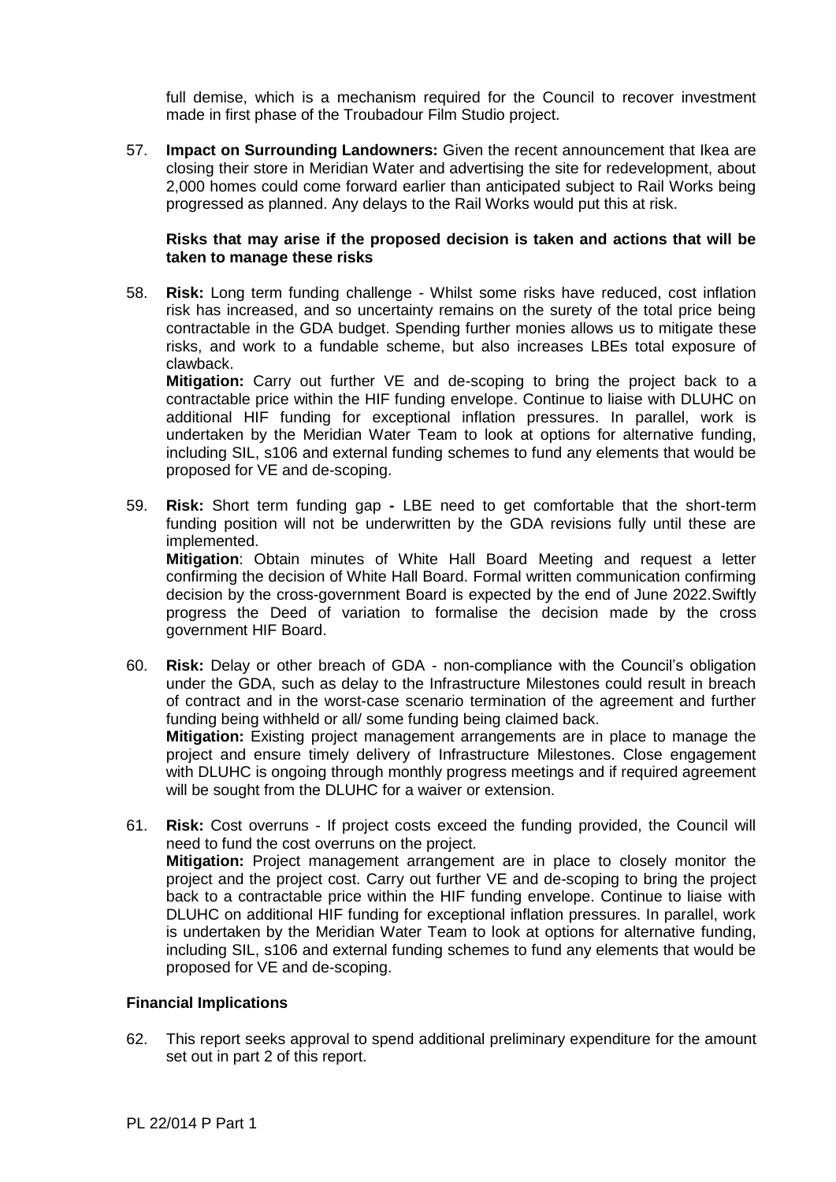full demise, which is a mechanism required for the Council to recover investment made in first phase of the Troubadour Film Studio project.

57. **Impact on Surrounding Landowners:** Given the recent announcement that Ikea are closing their store in Meridian Water and advertising the site for redevelopment, about 2,000 homes could come forward earlier than anticipated subject to Rail Works being progressed as planned. Any delays to the Rail Works would put this at risk.

**Risks that may arise if the proposed decision is taken and actions that will be taken to manage these risks**

58. **Risk:** Long term funding challenge - Whilst some risks have reduced, cost inflation risk has increased, and so uncertainty remains on the surety of the total price being contractable in the GDA budget. Spending further monies allows us to mitigate these risks, and work to a fundable scheme, but also increases LBEs total exposure of clawback.
**Mitigation:** Carry out further VE and de-scoping to bring the project back to a contractable price within the HIF funding envelope. Continue to liaise with DLUHC on additional HIF funding for exceptional inflation pressures. In parallel, work is undertaken by the Meridian Water Team to look at options for alternative funding, including SIL, s106 and external funding schemes to fund any elements that would be proposed for VE and de-scoping.

59. **Risk:** Short term funding gap **-** LBE need to get comfortable that the short-term funding position will not be underwritten by the GDA revisions fully until these are implemented.
**Mitigation**: Obtain minutes of White Hall Board Meeting and request a letter confirming the decision of White Hall Board. Formal written communication confirming decision by the cross-government Board is expected by the end of June 2022.Swiftly progress the Deed of variation to formalise the decision made by the cross government HIF Board.

60. **Risk:** Delay or other breach of GDA - non-compliance with the Council's obligation under the GDA, such as delay to the Infrastructure Milestones could result in breach of contract and in the worst-case scenario termination of the agreement and further funding being withheld or all/ some funding being claimed back.
**Mitigation:** Existing project management arrangements are in place to manage the project and ensure timely delivery of Infrastructure Milestones. Close engagement with DLUHC is ongoing through monthly progress meetings and if required agreement will be sought from the DLUHC for a waiver or extension.

61. **Risk:** Cost overruns - If project costs exceed the funding provided, the Council will need to fund the cost overruns on the project.
**Mitigation:** Project management arrangement are in place to closely monitor the project and the project cost. Carry out further VE and de-scoping to bring the project back to a contractable price within the HIF funding envelope. Continue to liaise with DLUHC on additional HIF funding for exceptional inflation pressures. In parallel, work is undertaken by the Meridian Water Team to look at options for alternative funding, including SIL, s106 and external funding schemes to fund any elements that would be proposed for VE and de-scoping.

**Financial Implications**

62. This report seeks approval to spend additional preliminary expenditure for the amount set out in part 2 of this report.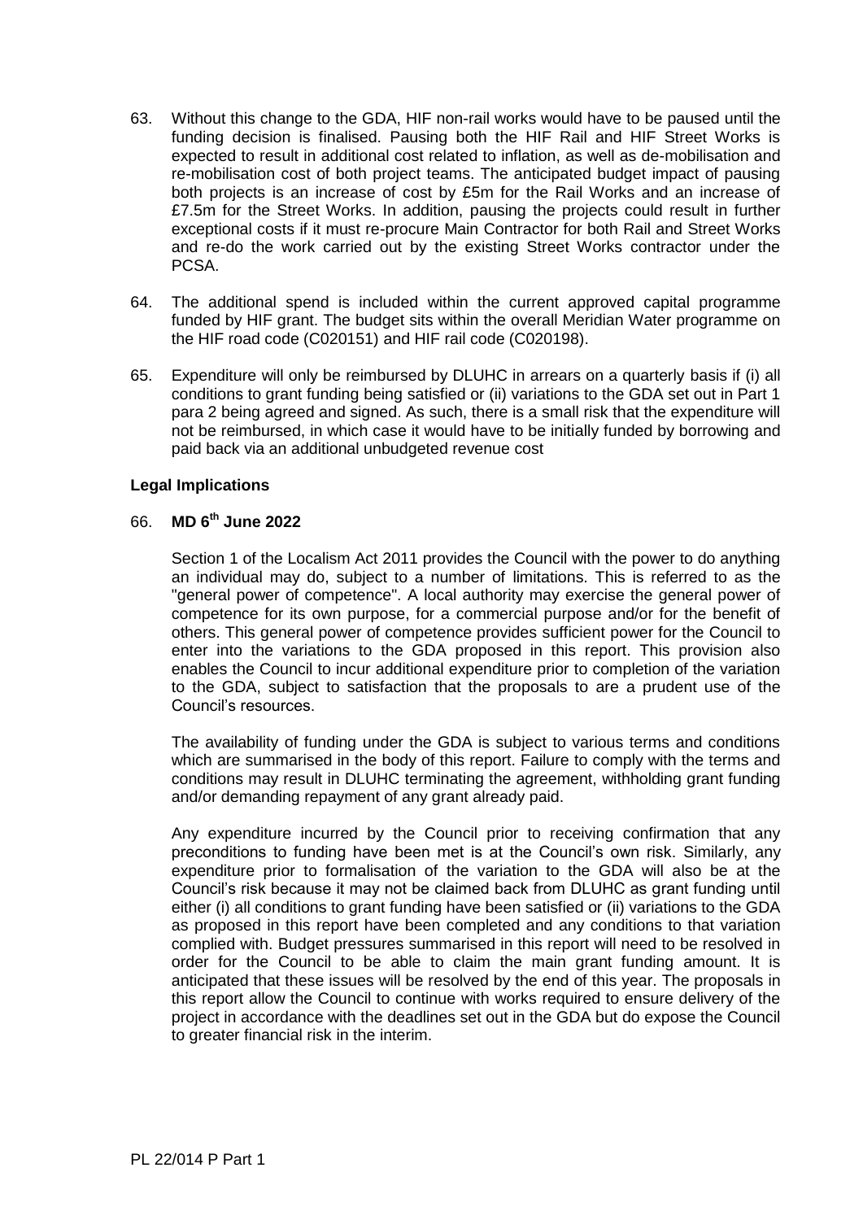63. Without this change to the GDA, HIF non-rail works would have to be paused until the funding decision is finalised. Pausing both the HIF Rail and HIF Street Works is expected to result in additional cost related to inflation, as well as de-mobilisation and re-mobilisation cost of both project teams. The anticipated budget impact of pausing both projects is an increase of cost by £5m for the Rail Works and an increase of £7.5m for the Street Works. In addition, pausing the projects could result in further exceptional costs if it must re-procure Main Contractor for both Rail and Street Works and re-do the work carried out by the existing Street Works contractor under the PCSA.

64. The additional spend is included within the current approved capital programme funded by HIF grant. The budget sits within the overall Meridian Water programme on the HIF road code (C020151) and HIF rail code (C020198).

65. Expenditure will only be reimbursed by DLUHC in arrears on a quarterly basis if (i) all conditions to grant funding being satisfied or (ii) variations to the GDA set out in Part 1 para 2 being agreed and signed. As such, there is a small risk that the expenditure will not be reimbursed, in which case it would have to be initially funded by borrowing and paid back via an additional unbudgeted revenue cost

**Legal Implications**

66. **MD 6th June 2022**

Section 1 of the Localism Act 2011 provides the Council with the power to do anything an individual may do, subject to a number of limitations. This is referred to as the "general power of competence". A local authority may exercise the general power of competence for its own purpose, for a commercial purpose and/or for the benefit of others. This general power of competence provides sufficient power for the Council to enter into the variations to the GDA proposed in this report. This provision also enables the Council to incur additional expenditure prior to completion of the variation to the GDA, subject to satisfaction that the proposals to are a prudent use of the Council's resources.

The availability of funding under the GDA is subject to various terms and conditions which are summarised in the body of this report. Failure to comply with the terms and conditions may result in DLUHC terminating the agreement, withholding grant funding and/or demanding repayment of any grant already paid.

Any expenditure incurred by the Council prior to receiving confirmation that any preconditions to funding have been met is at the Council's own risk. Similarly, any expenditure prior to formalisation of the variation to the GDA will also be at the Council's risk because it may not be claimed back from DLUHC as grant funding until either (i) all conditions to grant funding have been satisfied or (ii) variations to the GDA as proposed in this report have been completed and any conditions to that variation complied with. Budget pressures summarised in this report will need to be resolved in order for the Council to be able to claim the main grant funding amount. It is anticipated that these issues will be resolved by the end of this year. The proposals in this report allow the Council to continue with works required to ensure delivery of the project in accordance with the deadlines set out in the GDA but do expose the Council to greater financial risk in the interim.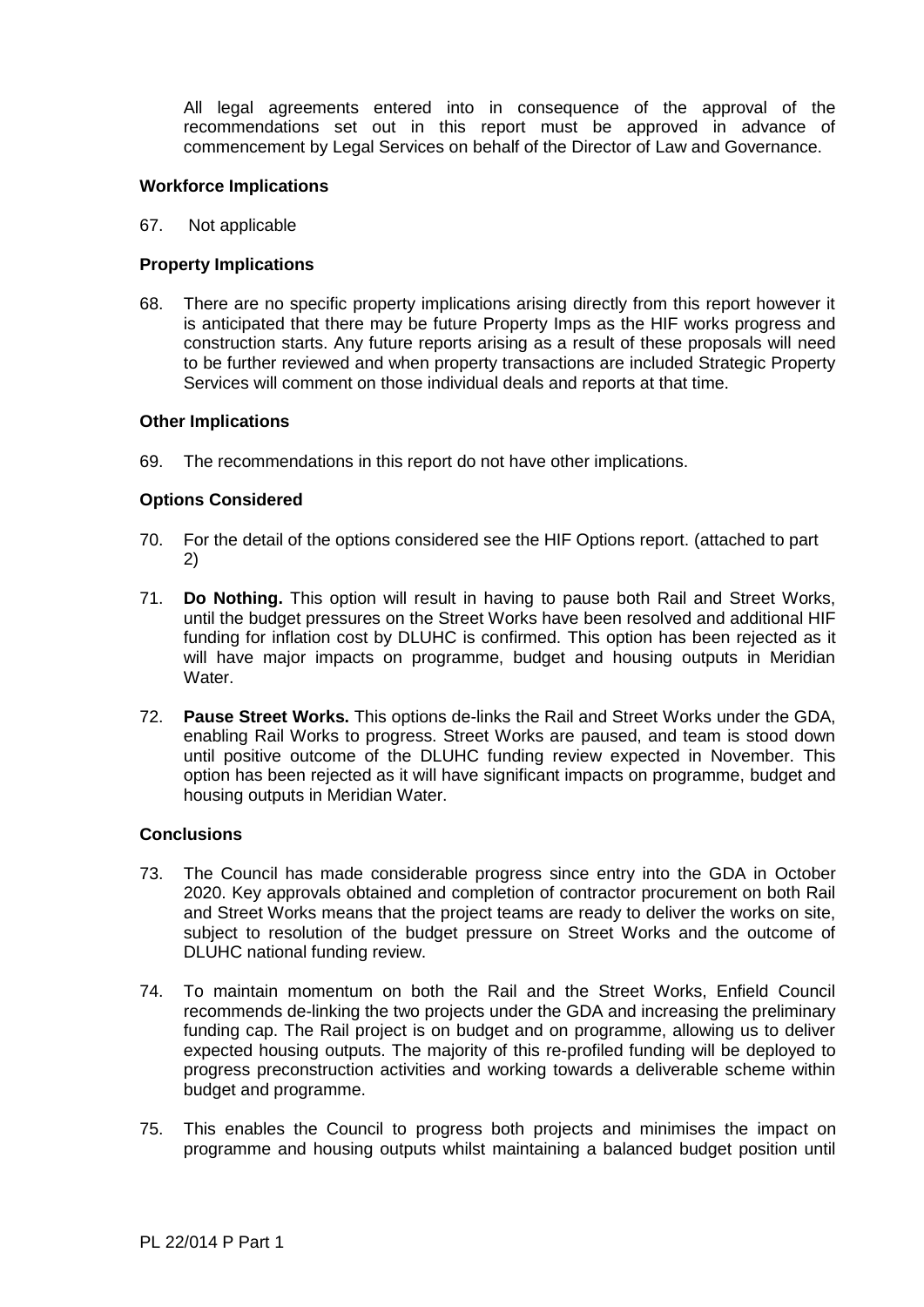All legal agreements entered into in consequence of the approval of the recommendations set out in this report must be approved in advance of commencement by Legal Services on behalf of the Director of Law and Governance.

**Workforce Implications**

67. Not applicable

**Property Implications**

68. There are no specific property implications arising directly from this report however it is anticipated that there may be future Property Imps as the HIF works progress and construction starts. Any future reports arising as a result of these proposals will need to be further reviewed and when property transactions are included Strategic Property Services will comment on those individual deals and reports at that time.

**Other Implications**

69. The recommendations in this report do not have other implications.

**Options Considered**

70. For the detail of the options considered see the HIF Options report. (attached to part 2)

71. **Do Nothing.** This option will result in having to pause both Rail and Street Works, until the budget pressures on the Street Works have been resolved and additional HIF funding for inflation cost by DLUHC is confirmed. This option has been rejected as it will have major impacts on programme, budget and housing outputs in Meridian Water.

72. **Pause Street Works.** This options de-links the Rail and Street Works under the GDA, enabling Rail Works to progress. Street Works are paused, and team is stood down until positive outcome of the DLUHC funding review expected in November. This option has been rejected as it will have significant impacts on programme, budget and housing outputs in Meridian Water.

**Conclusions**

73. The Council has made considerable progress since entry into the GDA in October 2020. Key approvals obtained and completion of contractor procurement on both Rail and Street Works means that the project teams are ready to deliver the works on site, subject to resolution of the budget pressure on Street Works and the outcome of DLUHC national funding review.

74. To maintain momentum on both the Rail and the Street Works, Enfield Council recommends de-linking the two projects under the GDA and increasing the preliminary funding cap. The Rail project is on budget and on programme, allowing us to deliver expected housing outputs. The majority of this re-profiled funding will be deployed to progress preconstruction activities and working towards a deliverable scheme within budget and programme.

75. This enables the Council to progress both projects and minimises the impact on programme and housing outputs whilst maintaining a balanced budget position until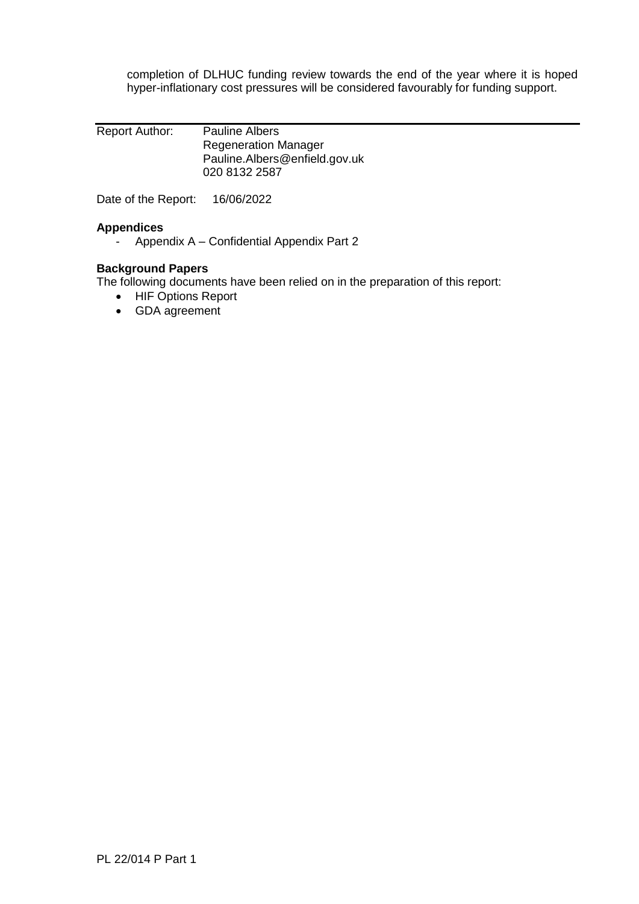completion of DLHUC funding review towards the end of the year where it is hoped hyper-inflationary cost pressures will be considered favourably for funding support.

---

| | |
|---|---|
| Report Author: | Pauline Albers<br>Regeneration Manager<br>Pauline.Albers@enfield.gov.uk<br>020 8132 2587 |

Date of the Report: 16/06/2022

**Appendices**

- Appendix A – Confidential Appendix Part 2

**Background Papers**

The following documents have been relied on in the preparation of this report:

- HIF Options Report
- GDA agreement